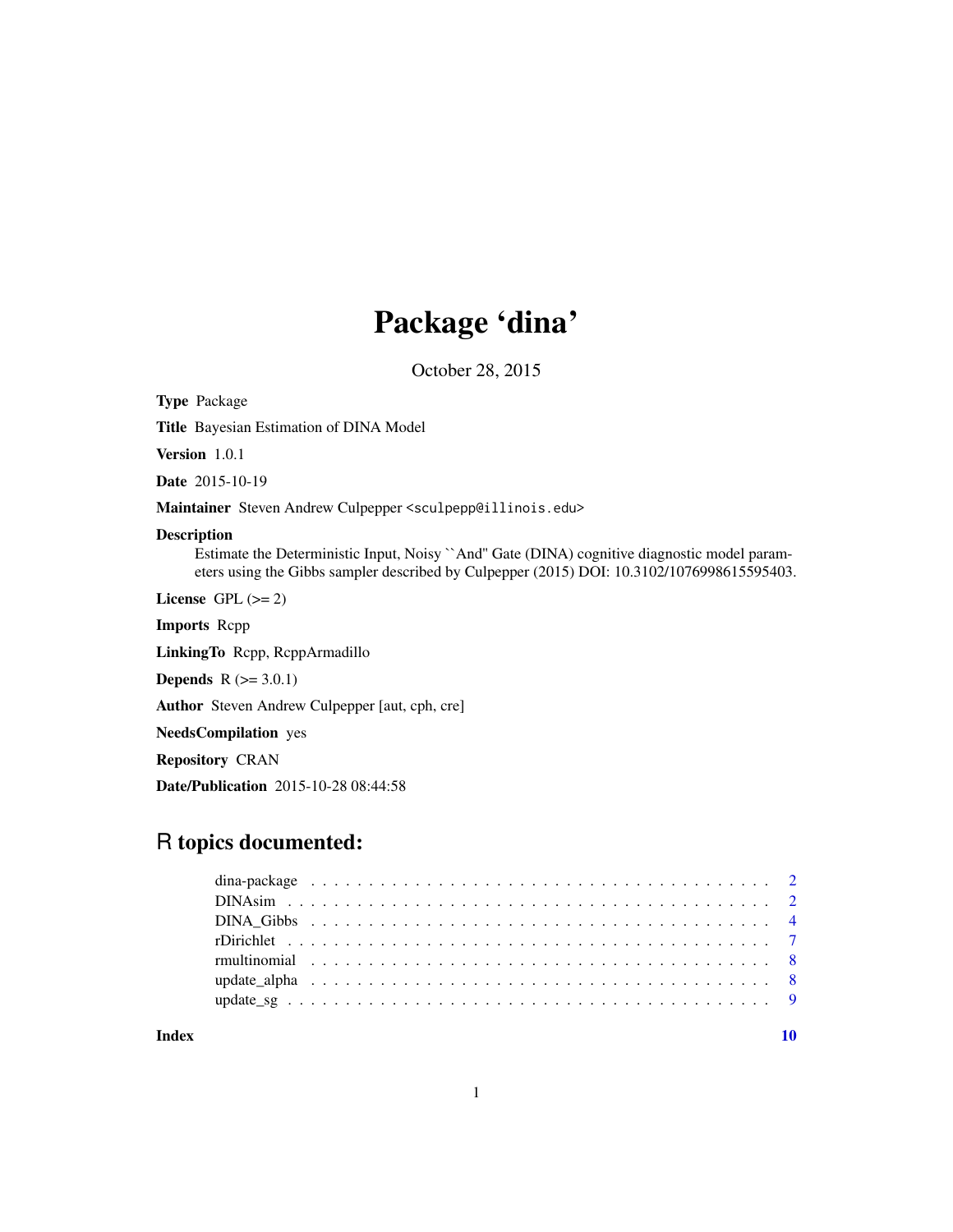# Package 'dina'

October 28, 2015

**Type** Package

**Title** Bayesian Estimation of DINA Model

**Version** 1.0.1

**Date** 2015-10-19

**Maintainer** Steven Andrew Culpepper <sculpepp@illinois.edu>

**Description**
Estimate the Deterministic Input, Noisy ``And'' Gate (DINA) cognitive diagnostic model parameters using the Gibbs sampler described by Culpepper (2015) DOI: 10.3102/1076998615595403.

**License** GPL (>= 2)

**Imports** Rcpp

**LinkingTo** Rcpp, RcppArmadillo

**Depends** R (>= 3.0.1)

**Author** Steven Andrew Culpepper [aut, cph, cre]

**NeedsCompilation** yes

**Repository** CRAN

**Date/Publication** 2015-10-28 08:44:58

## R topics documented:

| | |
|---|---|
| dina-package | 2 |
| DINAsim | 2 |
| DINA_Gibbs | 4 |
| rDirichlet | 7 |
| rmultinomial | 8 |
| update_alpha | 8 |
| update_sg | 9 |
| **Index** | **10** |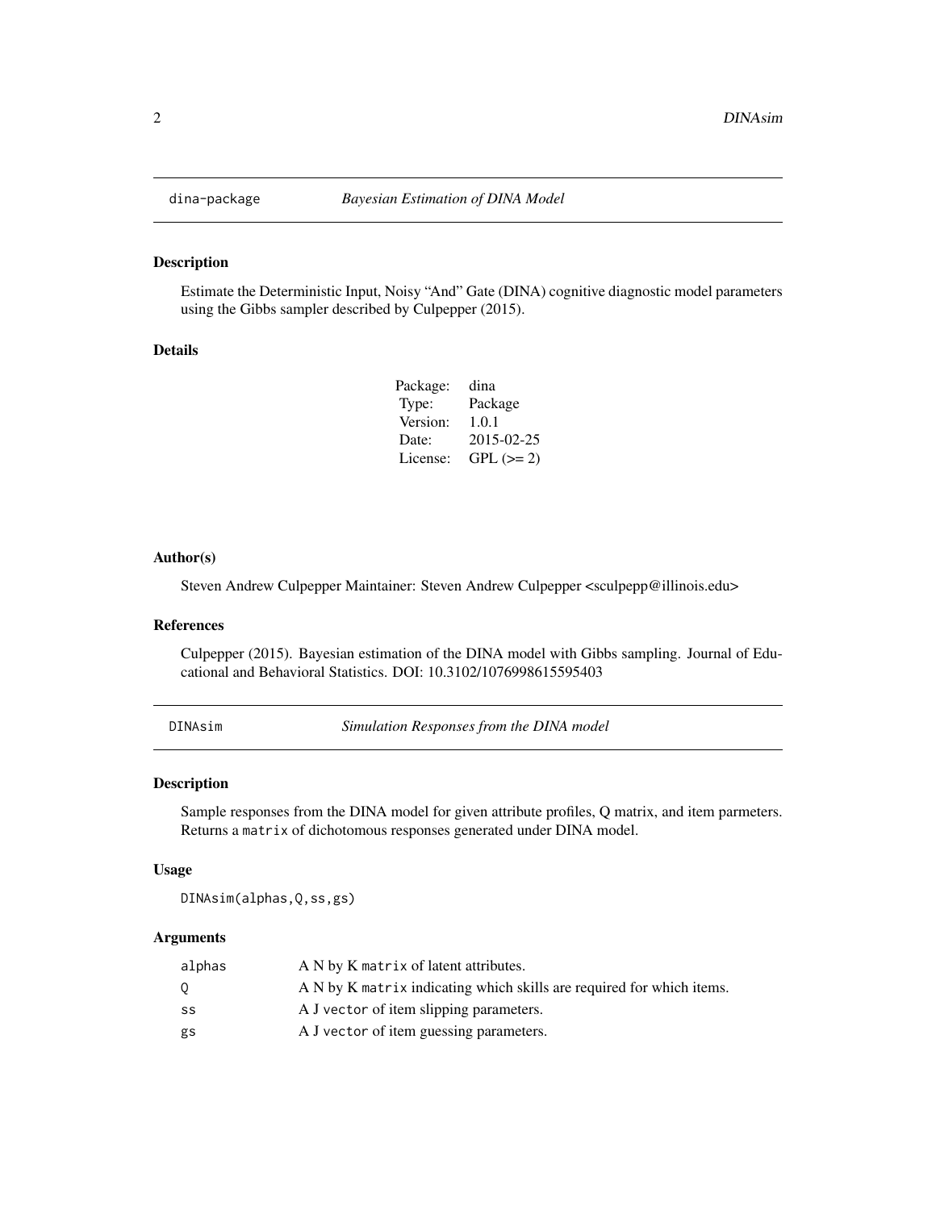## dina-package *Bayesian Estimation of DINA Model*

### Description

Estimate the Deterministic Input, Noisy "And" Gate (DINA) cognitive diagnostic model parameters using the Gibbs sampler described by Culpepper (2015).

### Details

| | |
|---|---|
| Package: | dina |
| Type: | Package |
| Version: | 1.0.1 |
| Date: | 2015-02-25 |
| License: | GPL (>= 2) |

### Author(s)

Steven Andrew Culpepper Maintainer: Steven Andrew Culpepper <sculpepp@illinois.edu>

### References

Culpepper (2015). Bayesian estimation of the DINA model with Gibbs sampling. Journal of Educational and Behavioral Statistics. DOI: 10.3102/1076998615595403

## DINAsim *Simulation Responses from the DINA model*

### Description

Sample responses from the DINA model for given attribute profiles, Q matrix, and item parmeters. Returns a `matrix` of dichotomous responses generated under DINA model.

### Usage

```
DINAsim(alphas,Q,ss,gs)
```

### Arguments

| | |
|---|---|
| alphas | A N by K `matrix` of latent attributes. |
| Q | A N by K `matrix` indicating which skills are required for which items. |
| ss | A J `vector` of item slipping parameters. |
| gs | A J `vector` of item guessing parameters. |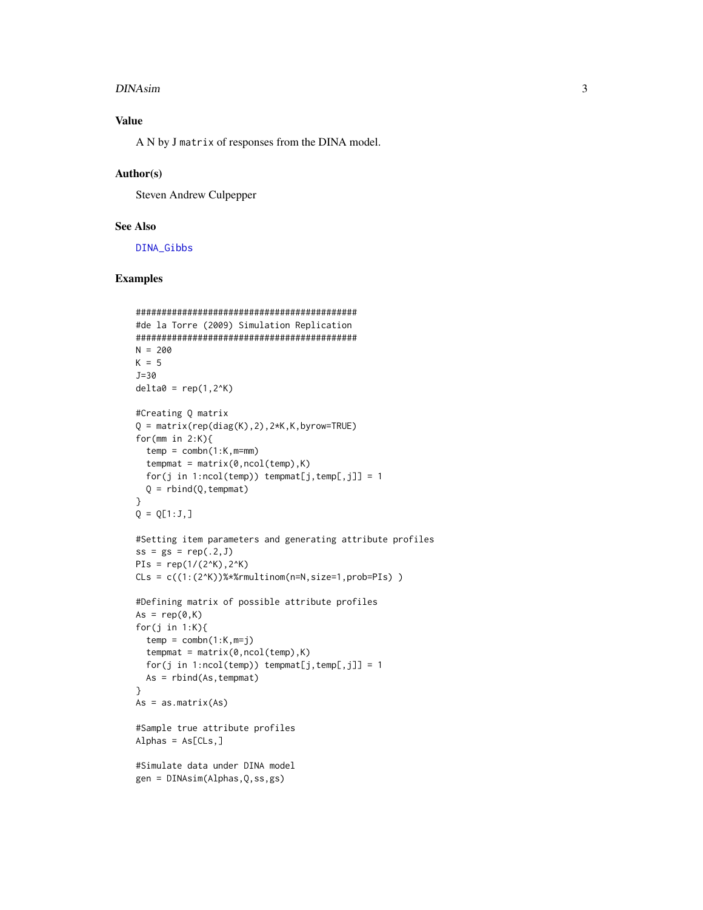## Value

A N by J `matrix` of responses from the DINA model.

## Author(s)

Steven Andrew Culpepper

## See Also

DINA_Gibbs

## Examples

```
############################################
#de la Torre (2009) Simulation Replication
############################################
N = 200
K = 5
J=30
delta0 = rep(1,2^K)

#Creating Q matrix
Q = matrix(rep(diag(K),2),2*K,K,byrow=TRUE)
for(mm in 2:K){
  temp = combn(1:K,m=mm)
  tempmat = matrix(0,ncol(temp),K)
  for(j in 1:ncol(temp)) tempmat[j,temp[,j]] = 1
  Q = rbind(Q,tempmat)
}
Q = Q[1:J,]

#Setting item parameters and generating attribute profiles
ss = gs = rep(.2,J)
PIs = rep(1/(2^K),2^K)
CLs = c((1:(2^K))%*%rmultinom(n=N,size=1,prob=PIs) )

#Defining matrix of possible attribute profiles
As = rep(0,K)
for(j in 1:K){
  temp = combn(1:K,m=j)
  tempmat = matrix(0,ncol(temp),K)
  for(j in 1:ncol(temp)) tempmat[j,temp[,j]] = 1
  As = rbind(As,tempmat)
}
As = as.matrix(As)

#Sample true attribute profiles
Alphas = As[CLs,]

#Simulate data under DINA model
gen = DINAsim(Alphas,Q,ss,gs)
```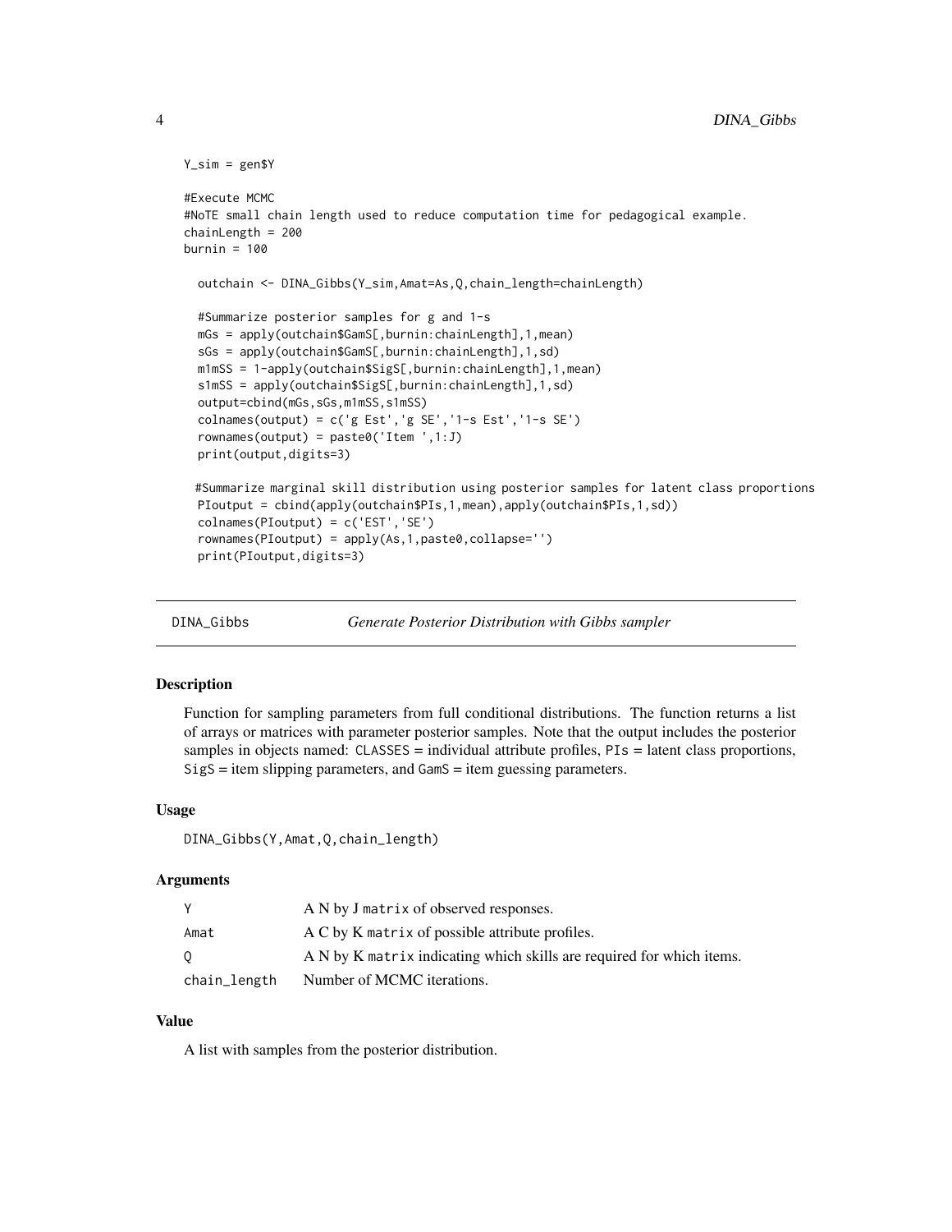```
Y_sim = gen$Y

#Execute MCMC
#NoTE small chain length used to reduce computation time for pedagogical example.
chainLength = 200
burnin = 100

  outchain <- DINA_Gibbs(Y_sim,Amat=As,Q,chain_length=chainLength)

  #Summarize posterior samples for g and 1-s
  mGs = apply(outchain$GamS[,burnin:chainLength],1,mean)
  sGs = apply(outchain$GamS[,burnin:chainLength],1,sd)
  m1mSS = 1-apply(outchain$SigS[,burnin:chainLength],1,mean)
  s1mSS = apply(outchain$SigS[,burnin:chainLength],1,sd)
  output=cbind(mGs,sGs,m1mSS,s1mSS)
  colnames(output) = c('g Est','g SE','1-s Est','1-s SE')
  rownames(output) = paste0('Item ',1:J)
  print(output,digits=3)

 #Summarize marginal skill distribution using posterior samples for latent class proportions
  PIoutput = cbind(apply(outchain$PIs,1,mean),apply(outchain$PIs,1,sd))
  colnames(PIoutput) = c('EST','SE')
  rownames(PIoutput) = apply(As,1,paste0,collapse='')
  print(PIoutput,digits=3)
```

---

## DINA_Gibbs *Generate Posterior Distribution with Gibbs sampler*

---

### Description

Function for sampling parameters from full conditional distributions. The function returns a list of arrays or matrices with parameter posterior samples. Note that the output includes the posterior samples in objects named: `CLASSES` = individual attribute profiles, `PIs` = latent class proportions, `SigS` = item slipping parameters, and `GamS` = item guessing parameters.

### Usage

```
DINA_Gibbs(Y,Amat,Q,chain_length)
```

### Arguments

| | |
|---|---|
| `Y` | A N by J `matrix` of observed responses. |
| `Amat` | A C by K `matrix` of possible attribute profiles. |
| `Q` | A N by K `matrix` indicating which skills are required for which items. |
| `chain_length` | Number of MCMC iterations. |

### Value

A list with samples from the posterior distribution.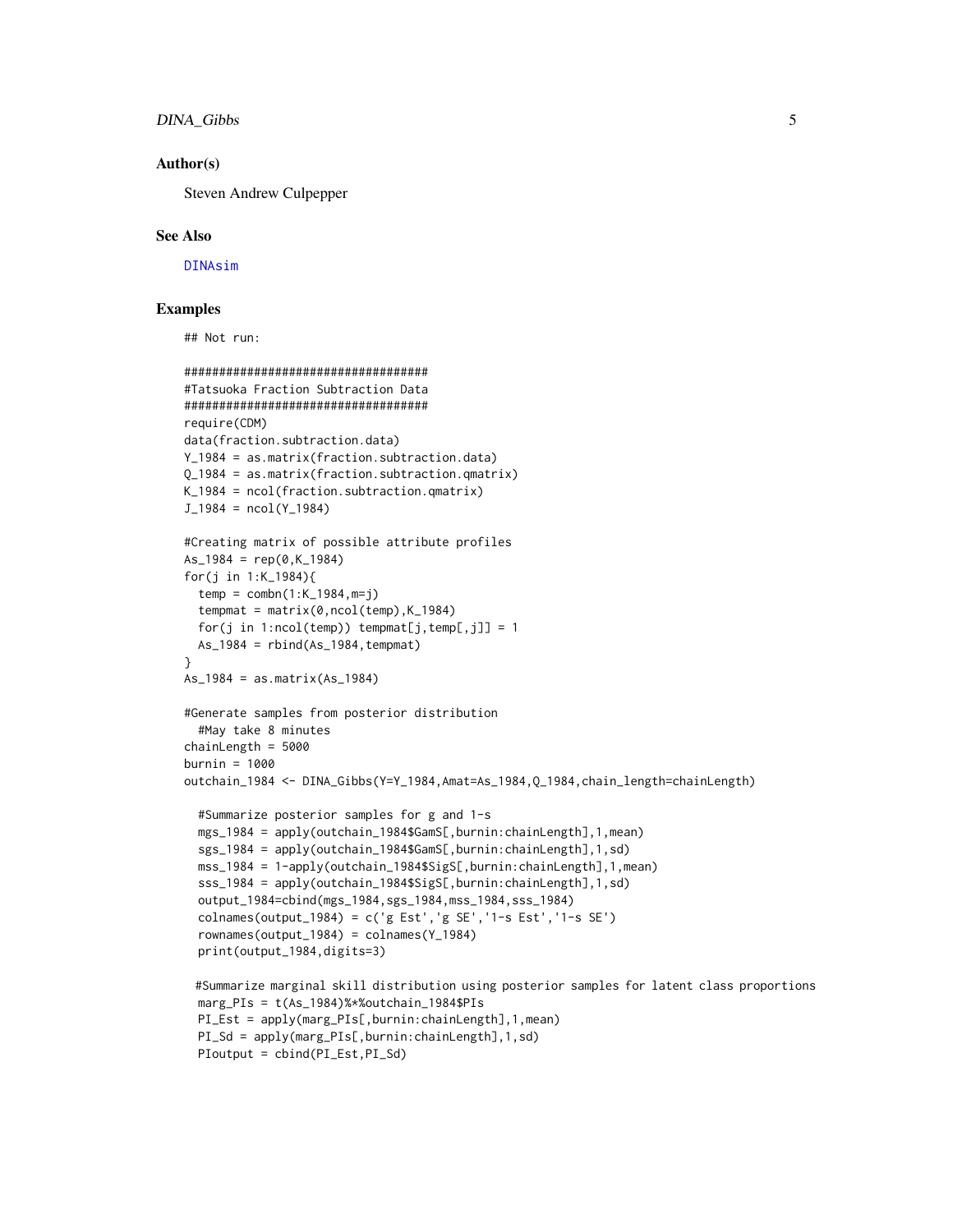### Author(s)

Steven Andrew Culpepper

### See Also

DINAsim

### Examples

```
## Not run:

###################################
#Tatsuoka Fraction Subtraction Data
###################################
require(CDM)
data(fraction.subtraction.data)
Y_1984 = as.matrix(fraction.subtraction.data)
Q_1984 = as.matrix(fraction.subtraction.qmatrix)
K_1984 = ncol(fraction.subtraction.qmatrix)
J_1984 = ncol(Y_1984)

#Creating matrix of possible attribute profiles
As_1984 = rep(0,K_1984)
for(j in 1:K_1984){
  temp = combn(1:K_1984,m=j)
  tempmat = matrix(0,ncol(temp),K_1984)
  for(j in 1:ncol(temp)) tempmat[j,temp[,j]] = 1
  As_1984 = rbind(As_1984,tempmat)
}
As_1984 = as.matrix(As_1984)

#Generate samples from posterior distribution
  #May take 8 minutes
chainLength = 5000
burnin = 1000
outchain_1984 <- DINA_Gibbs(Y=Y_1984,Amat=As_1984,Q_1984,chain_length=chainLength)

  #Summarize posterior samples for g and 1-s
  mgs_1984 = apply(outchain_1984$GamS[,burnin:chainLength],1,mean)
  sgs_1984 = apply(outchain_1984$GamS[,burnin:chainLength],1,sd)
  mss_1984 = 1-apply(outchain_1984$SigS[,burnin:chainLength],1,mean)
  sss_1984 = apply(outchain_1984$SigS[,burnin:chainLength],1,sd)
  output_1984=cbind(mgs_1984,sgs_1984,mss_1984,sss_1984)
  colnames(output_1984) = c('g Est','g SE','1-s Est','1-s SE')
  rownames(output_1984) = colnames(Y_1984)
  print(output_1984,digits=3)

 #Summarize marginal skill distribution using posterior samples for latent class proportions
  marg_PIs = t(As_1984)%*%outchain_1984$PIs
  PI_Est = apply(marg_PIs[,burnin:chainLength],1,mean)
  PI_Sd = apply(marg_PIs[,burnin:chainLength],1,sd)
  PIoutput = cbind(PI_Est,PI_Sd)
```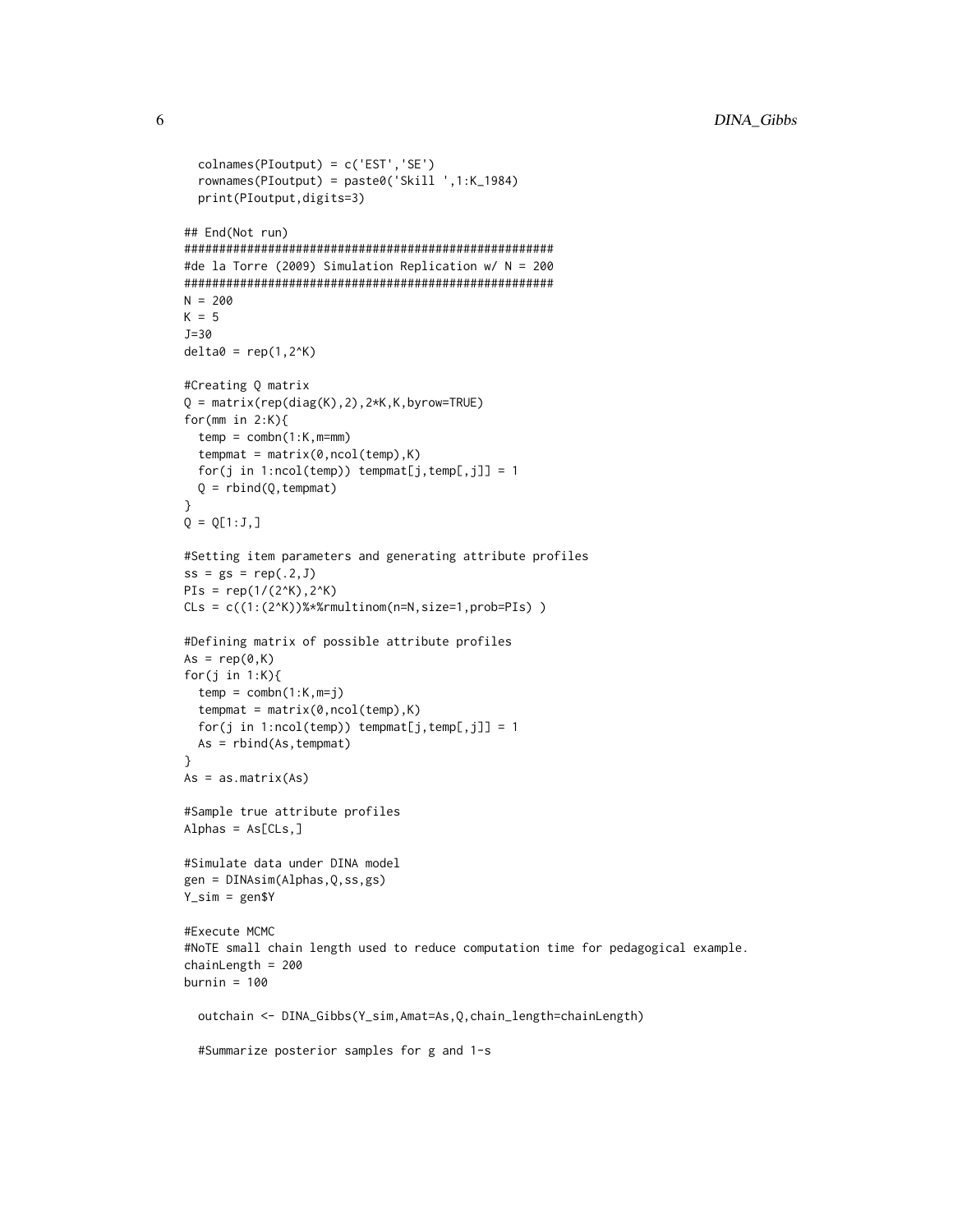```
  colnames(PIoutput) = c('EST','SE')
  rownames(PIoutput) = paste0('Skill ',1:K_1984)
  print(PIoutput,digits=3)

## End(Not run)
######################################################
#de la Torre (2009) Simulation Replication w/ N = 200
######################################################
N = 200
K = 5
J=30
delta0 = rep(1,2^K)

#Creating Q matrix
Q = matrix(rep(diag(K),2),2*K,K,byrow=TRUE)
for(mm in 2:K){
  temp = combn(1:K,m=mm)
  tempmat = matrix(0,ncol(temp),K)
  for(j in 1:ncol(temp)) tempmat[j,temp[,j]] = 1
  Q = rbind(Q,tempmat)
}
Q = Q[1:J,]

#Setting item parameters and generating attribute profiles
ss = gs = rep(.2,J)
PIs = rep(1/(2^K),2^K)
CLs = c((1:(2^K))%*%rmultinom(n=N,size=1,prob=PIs) )

#Defining matrix of possible attribute profiles
As = rep(0,K)
for(j in 1:K){
  temp = combn(1:K,m=j)
  tempmat = matrix(0,ncol(temp),K)
  for(j in 1:ncol(temp)) tempmat[j,temp[,j]] = 1
  As = rbind(As,tempmat)
}
As = as.matrix(As)

#Sample true attribute profiles
Alphas = As[CLs,]

#Simulate data under DINA model
gen = DINAsim(Alphas,Q,ss,gs)
Y_sim = gen$Y

#Execute MCMC
#NoTE small chain length used to reduce computation time for pedagogical example.
chainLength = 200
burnin = 100

  outchain <- DINA_Gibbs(Y_sim,Amat=As,Q,chain_length=chainLength)

  #Summarize posterior samples for g and 1-s
```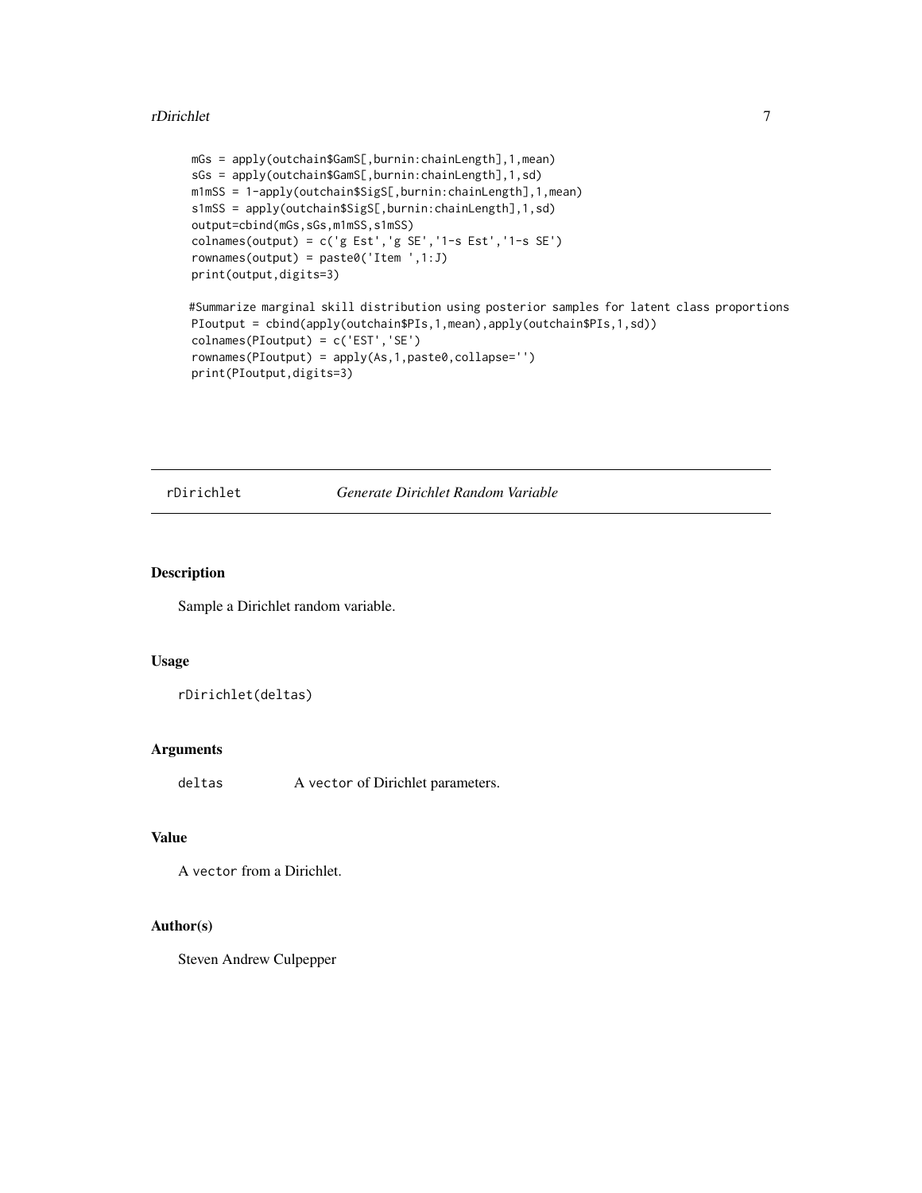```
mGs = apply(outchain$GamS[,burnin:chainLength],1,mean)
sGs = apply(outchain$GamS[,burnin:chainLength],1,sd)
m1mSS = 1-apply(outchain$SigS[,burnin:chainLength],1,mean)
s1mSS = apply(outchain$SigS[,burnin:chainLength],1,sd)
output=cbind(mGs,sGs,m1mSS,s1mSS)
colnames(output) = c('g Est','g SE','1-s Est','1-s SE')
rownames(output) = paste0('Item ',1:J)
print(output,digits=3)

#Summarize marginal skill distribution using posterior samples for latent class proportions
PIoutput = cbind(apply(outchain$PIs,1,mean),apply(outchain$PIs,1,sd))
colnames(PIoutput) = c('EST','SE')
rownames(PIoutput) = apply(As,1,paste0,collapse='')
print(PIoutput,digits=3)
```

---

## rDirichlet *Generate Dirichlet Random Variable*

---

### Description

Sample a Dirichlet random variable.

### Usage

```
rDirichlet(deltas)
```

### Arguments

`deltas` A `vector` of Dirichlet parameters.

### Value

A `vector` from a Dirichlet.

### Author(s)

Steven Andrew Culpepper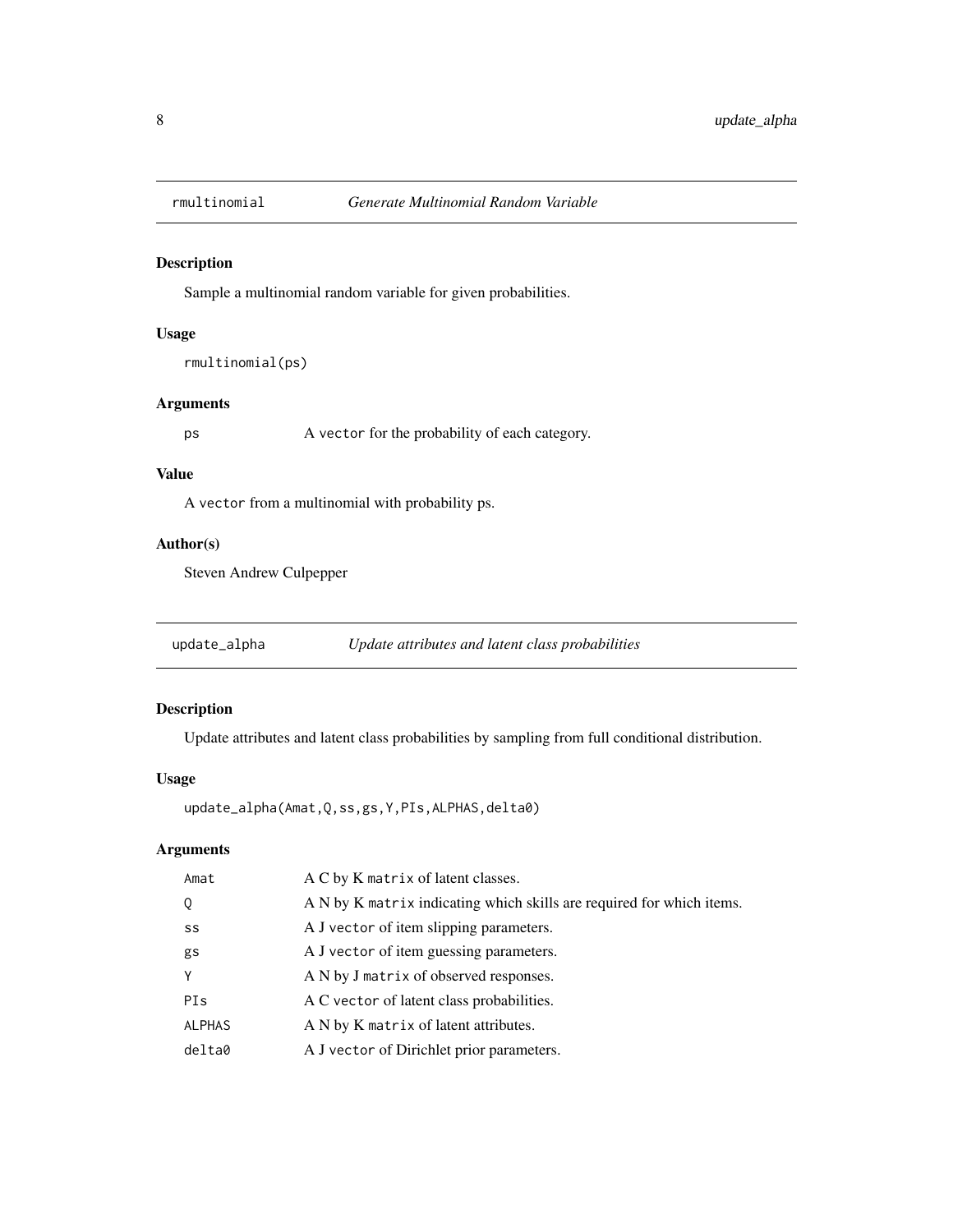## rmultinomial — *Generate Multinomial Random Variable*

### Description

Sample a multinomial random variable for given probabilities.

### Usage

```
rmultinomial(ps)
```

### Arguments

| | |
|---|---|
| ps | A vector for the probability of each category. |

### Value

A vector from a multinomial with probability ps.

### Author(s)

Steven Andrew Culpepper

## update_alpha — *Update attributes and latent class probabilities*

### Description

Update attributes and latent class probabilities by sampling from full conditional distribution.

### Usage

```
update_alpha(Amat,Q,ss,gs,Y,PIs,ALPHAS,delta0)
```

### Arguments

| | |
|---|---|
| Amat | A C by K matrix of latent classes. |
| Q | A N by K matrix indicating which skills are required for which items. |
| ss | A J vector of item slipping parameters. |
| gs | A J vector of item guessing parameters. |
| Y | A N by J matrix of observed responses. |
| PIs | A C vector of latent class probabilities. |
| ALPHAS | A N by K matrix of latent attributes. |
| delta0 | A J vector of Dirichlet prior parameters. |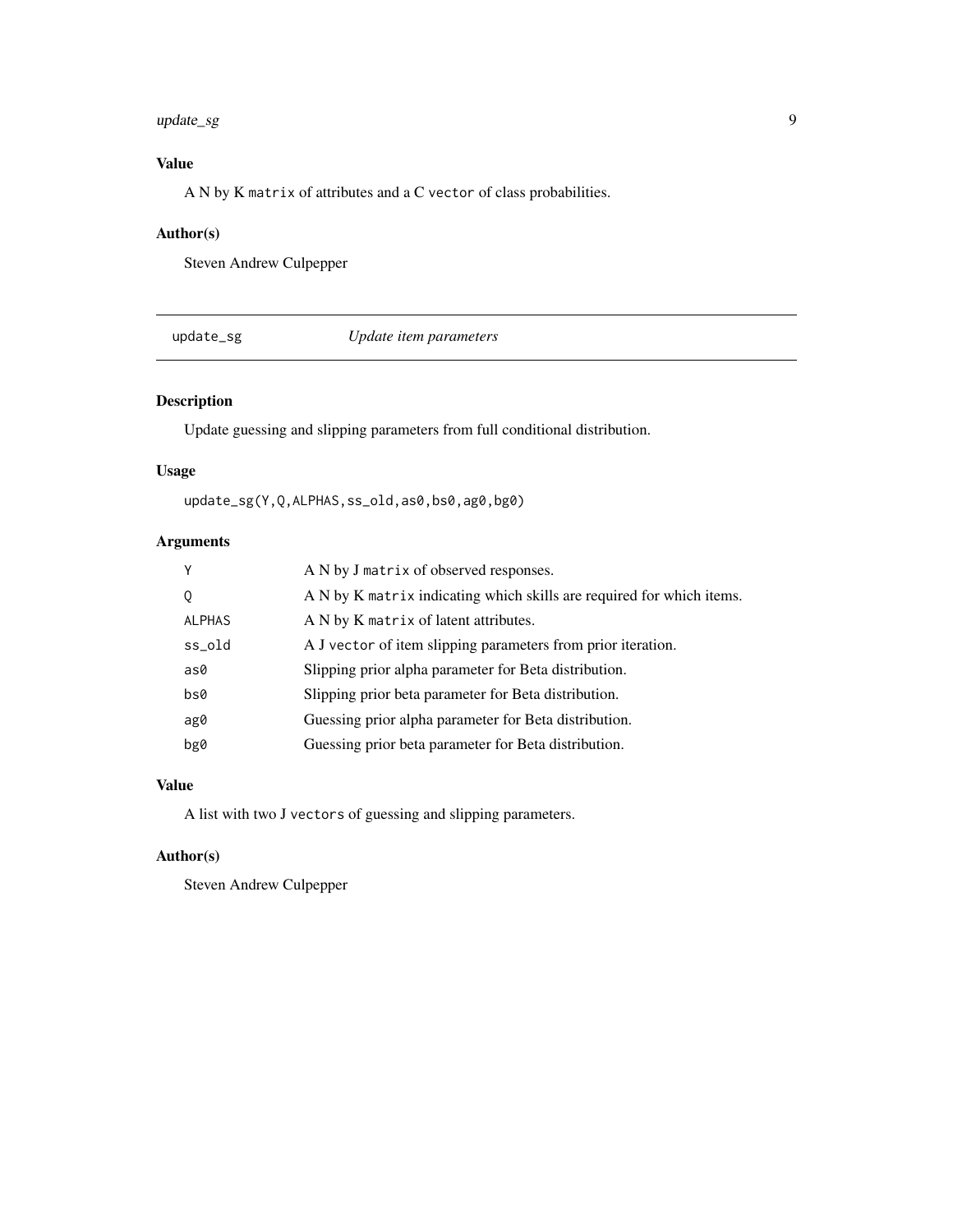## Value

A N by K `matrix` of attributes and a C `vector` of class probabilities.

## Author(s)

Steven Andrew Culpepper

---

# `update_sg` *Update item parameters*

---

## Description

Update guessing and slipping parameters from full conditional distribution.

## Usage

```
update_sg(Y,Q,ALPHAS,ss_old,as0,bs0,ag0,bg0)
```

## Arguments

| | |
|---|---|
| `Y` | A N by J `matrix` of observed responses. |
| `Q` | A N by K `matrix` indicating which skills are required for which items. |
| `ALPHAS` | A N by K `matrix` of latent attributes. |
| `ss_old` | A J `vector` of item slipping parameters from prior iteration. |
| `as0` | Slipping prior alpha parameter for Beta distribution. |
| `bs0` | Slipping prior beta parameter for Beta distribution. |
| `ag0` | Guessing prior alpha parameter for Beta distribution. |
| `bg0` | Guessing prior beta parameter for Beta distribution. |

## Value

A list with two J `vectors` of guessing and slipping parameters.

## Author(s)

Steven Andrew Culpepper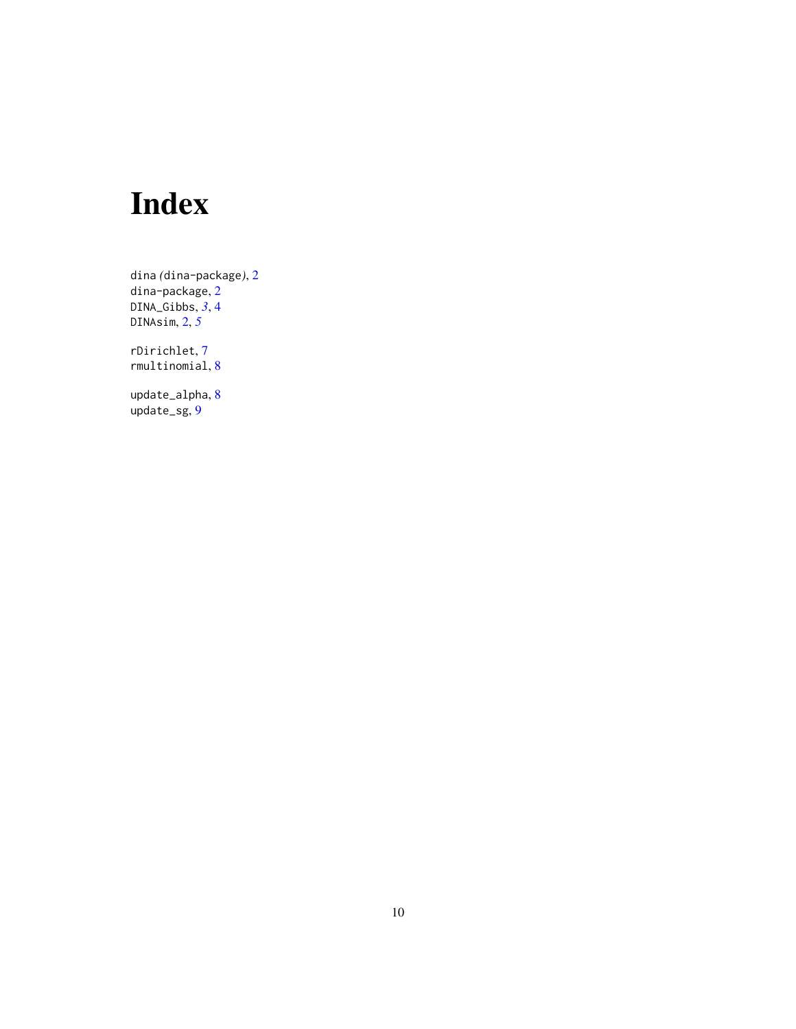# Index

dina (dina-package), 2
dina-package, 2
DINA_Gibbs, *3*, 4
DINAsim, 2, *5*

rDirichlet, 7
rmultinomial, 8

update_alpha, 8
update_sg, 9